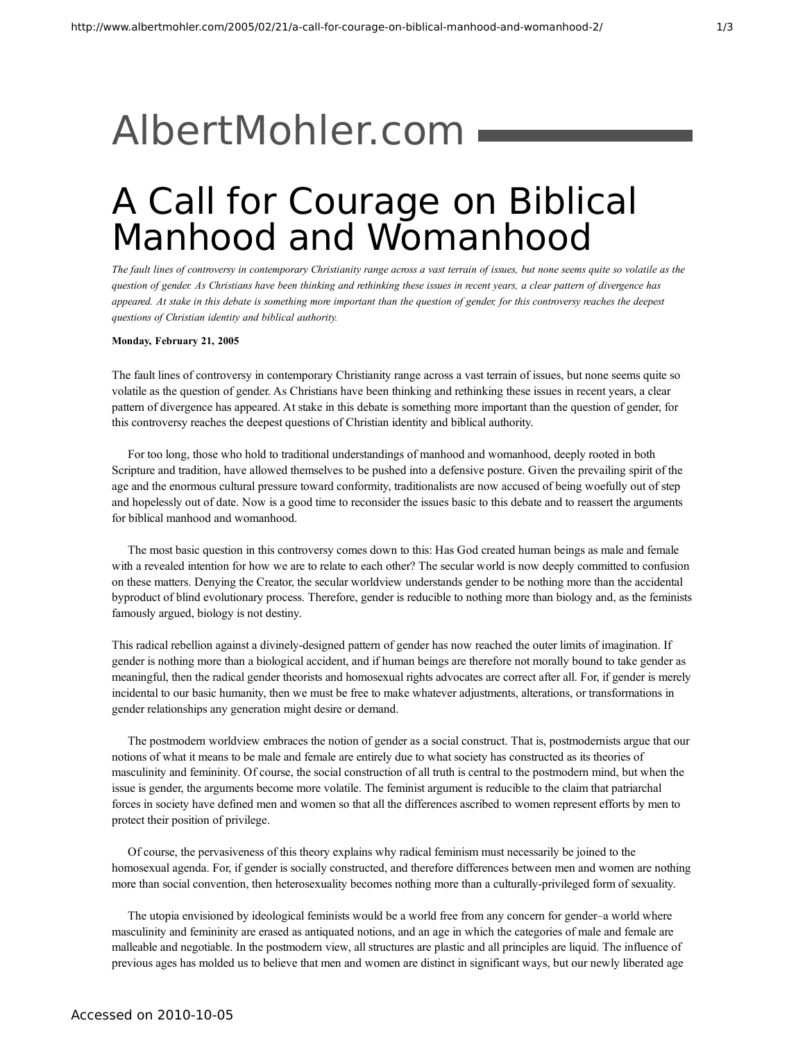# AlbertMohler.com

# A Call for Courage on Biblical Manhood and Womanhood

*The fault lines of controversy in contemporary Christianity range across a vast terrain of issues, but none seems quite so volatile as the question of gender. As Christians have been thinking and rethinking these issues in recent years, a clear pattern of divergence has appeared. At stake in this debate is something more important than the question of gender, for this controversy reaches the deepest questions of Christian identity and biblical authority.*

**Monday, February 21, 2005**

The fault lines of controversy in contemporary Christianity range across a vast terrain of issues, but none seems quite so volatile as the question of gender. As Christians have been thinking and rethinking these issues in recent years, a clear pattern of divergence has appeared. At stake in this debate is something more important than the question of gender, for this controversy reaches the deepest questions of Christian identity and biblical authority.

For too long, those who hold to traditional understandings of manhood and womanhood, deeply rooted in both Scripture and tradition, have allowed themselves to be pushed into a defensive posture. Given the prevailing spirit of the age and the enormous cultural pressure toward conformity, traditionalists are now accused of being woefully out of step and hopelessly out of date. Now is a good time to reconsider the issues basic to this debate and to reassert the arguments for biblical manhood and womanhood.

The most basic question in this controversy comes down to this: Has God created human beings as male and female with a revealed intention for how we are to relate to each other? The secular world is now deeply committed to confusion on these matters. Denying the Creator, the secular worldview understands gender to be nothing more than the accidental byproduct of blind evolutionary process. Therefore, gender is reducible to nothing more than biology and, as the feminists famously argued, biology is not destiny.

This radical rebellion against a divinely-designed pattern of gender has now reached the outer limits of imagination. If gender is nothing more than a biological accident, and if human beings are therefore not morally bound to take gender as meaningful, then the radical gender theorists and homosexual rights advocates are correct after all. For, if gender is merely incidental to our basic humanity, then we must be free to make whatever adjustments, alterations, or transformations in gender relationships any generation might desire or demand.

The postmodern worldview embraces the notion of gender as a social construct. That is, postmodernists argue that our notions of what it means to be male and female are entirely due to what society has constructed as its theories of masculinity and femininity. Of course, the social construction of all truth is central to the postmodern mind, but when the issue is gender, the arguments become more volatile. The feminist argument is reducible to the claim that patriarchal forces in society have defined men and women so that all the differences ascribed to women represent efforts by men to protect their position of privilege.

Of course, the pervasiveness of this theory explains why radical feminism must necessarily be joined to the homosexual agenda. For, if gender is socially constructed, and therefore differences between men and women are nothing more than social convention, then heterosexuality becomes nothing more than a culturally-privileged form of sexuality.

The utopia envisioned by ideological feminists would be a world free from any concern for gender–a world where masculinity and femininity are erased as antiquated notions, and an age in which the categories of male and female are malleable and negotiable. In the postmodern view, all structures are plastic and all principles are liquid. The influence of previous ages has molded us to believe that men and women are distinct in significant ways, but our newly liberated age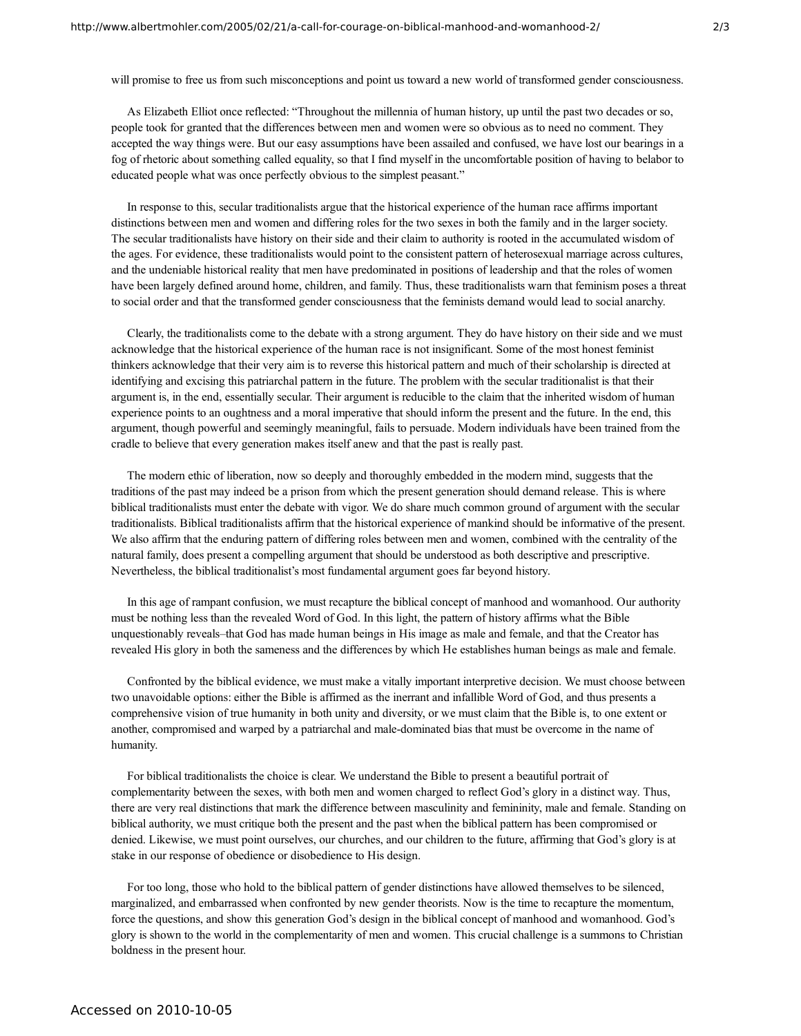will promise to free us from such misconceptions and point us toward a new world of transformed gender consciousness.

As Elizabeth Elliot once reflected: "Throughout the millennia of human history, up until the past two decades or so, people took for granted that the differences between men and women were so obvious as to need no comment. They accepted the way things were. But our easy assumptions have been assailed and confused, we have lost our bearings in a fog of rhetoric about something called equality, so that I find myself in the uncomfortable position of having to belabor to educated people what was once perfectly obvious to the simplest peasant."

In response to this, secular traditionalists argue that the historical experience of the human race affirms important distinctions between men and women and differing roles for the two sexes in both the family and in the larger society. The secular traditionalists have history on their side and their claim to authority is rooted in the accumulated wisdom of the ages. For evidence, these traditionalists would point to the consistent pattern of heterosexual marriage across cultures, and the undeniable historical reality that men have predominated in positions of leadership and that the roles of women have been largely defined around home, children, and family. Thus, these traditionalists warn that feminism poses a threat to social order and that the transformed gender consciousness that the feminists demand would lead to social anarchy.

Clearly, the traditionalists come to the debate with a strong argument. They do have history on their side and we must acknowledge that the historical experience of the human race is not insignificant. Some of the most honest feminist thinkers acknowledge that their very aim is to reverse this historical pattern and much of their scholarship is directed at identifying and excising this patriarchal pattern in the future. The problem with the secular traditionalist is that their argument is, in the end, essentially secular. Their argument is reducible to the claim that the inherited wisdom of human experience points to an oughtness and a moral imperative that should inform the present and the future. In the end, this argument, though powerful and seemingly meaningful, fails to persuade. Modern individuals have been trained from the cradle to believe that every generation makes itself anew and that the past is really past.

The modern ethic of liberation, now so deeply and thoroughly embedded in the modern mind, suggests that the traditions of the past may indeed be a prison from which the present generation should demand release. This is where biblical traditionalists must enter the debate with vigor. We do share much common ground of argument with the secular traditionalists. Biblical traditionalists affirm that the historical experience of mankind should be informative of the present. We also affirm that the enduring pattern of differing roles between men and women, combined with the centrality of the natural family, does present a compelling argument that should be understood as both descriptive and prescriptive. Nevertheless, the biblical traditionalist's most fundamental argument goes far beyond history.

In this age of rampant confusion, we must recapture the biblical concept of manhood and womanhood. Our authority must be nothing less than the revealed Word of God. In this light, the pattern of history affirms what the Bible unquestionably reveals–that God has made human beings in His image as male and female, and that the Creator has revealed His glory in both the sameness and the differences by which He establishes human beings as male and female.

Confronted by the biblical evidence, we must make a vitally important interpretive decision. We must choose between two unavoidable options: either the Bible is affirmed as the inerrant and infallible Word of God, and thus presents a comprehensive vision of true humanity in both unity and diversity, or we must claim that the Bible is, to one extent or another, compromised and warped by a patriarchal and male-dominated bias that must be overcome in the name of humanity.

For biblical traditionalists the choice is clear. We understand the Bible to present a beautiful portrait of complementarity between the sexes, with both men and women charged to reflect God's glory in a distinct way. Thus, there are very real distinctions that mark the difference between masculinity and femininity, male and female. Standing on biblical authority, we must critique both the present and the past when the biblical pattern has been compromised or denied. Likewise, we must point ourselves, our churches, and our children to the future, affirming that God's glory is at stake in our response of obedience or disobedience to His design.

For too long, those who hold to the biblical pattern of gender distinctions have allowed themselves to be silenced, marginalized, and embarrassed when confronted by new gender theorists. Now is the time to recapture the momentum, force the questions, and show this generation God's design in the biblical concept of manhood and womanhood. God's glory is shown to the world in the complementarity of men and women. This crucial challenge is a summons to Christian boldness in the present hour.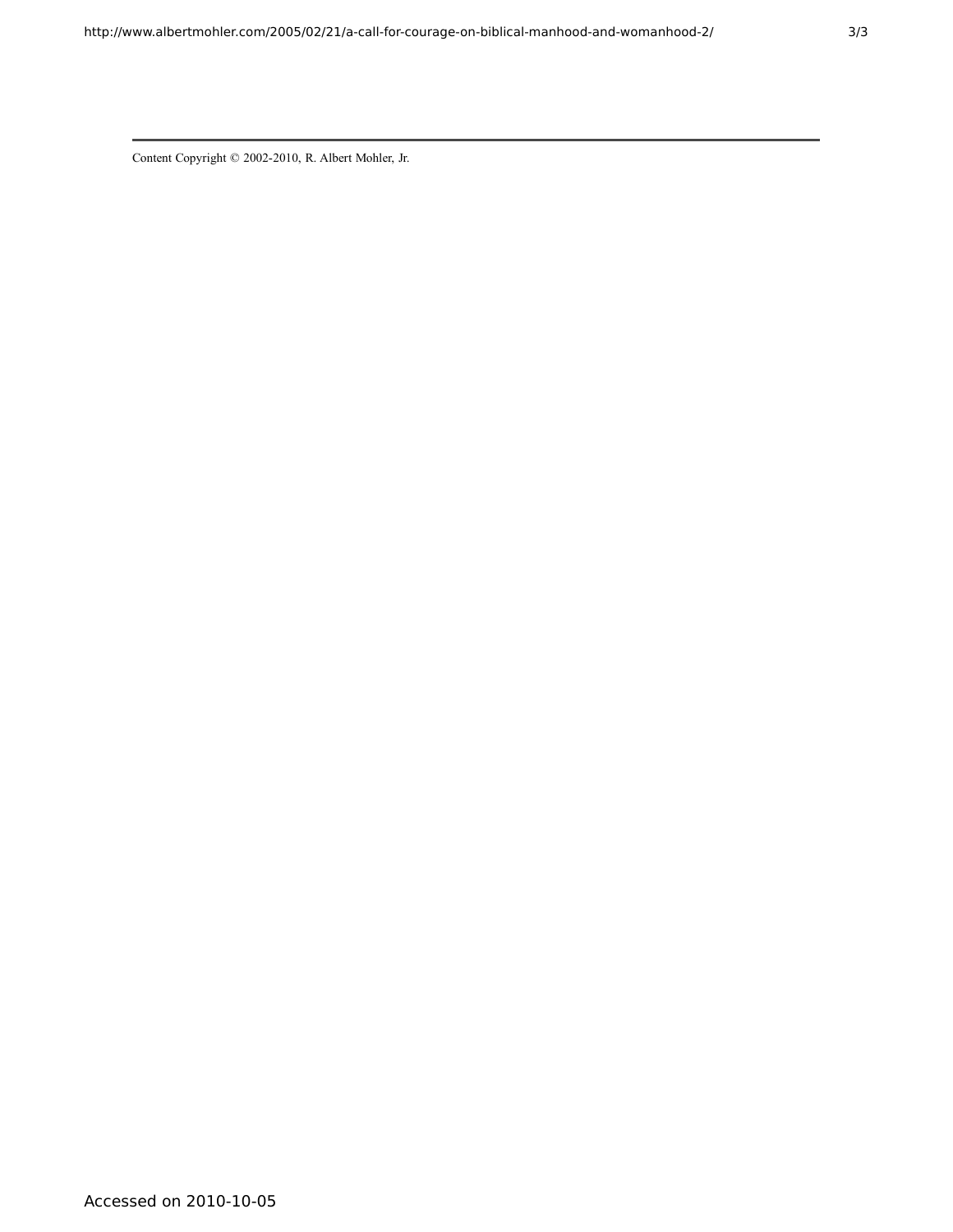---

Content Copyright © 2002-2010, R. Albert Mohler, Jr.

Accessed on 2010-10-05